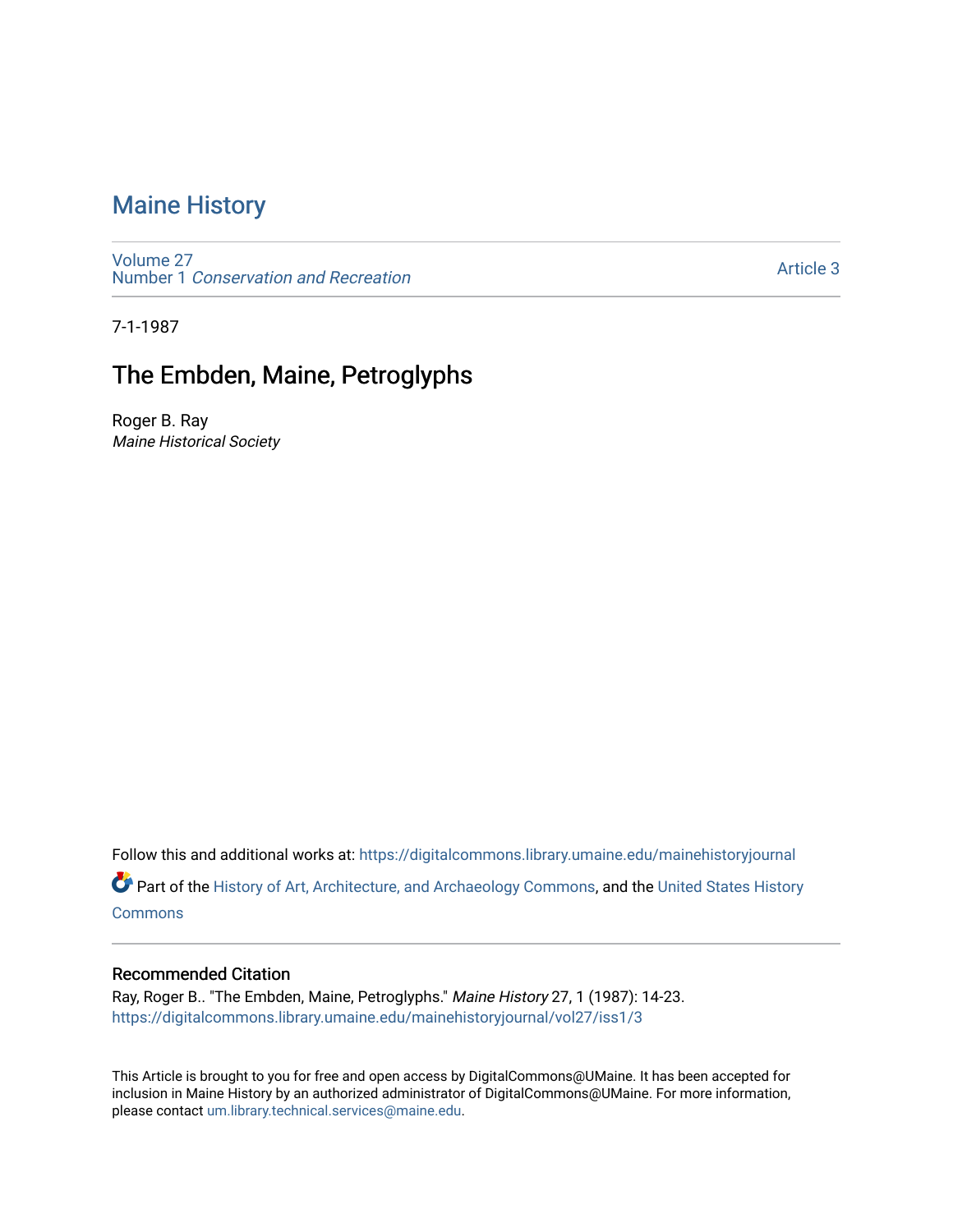# Maine History

Volume 27
Number 1 *Conservation and Recreation*

Article 3

7-1-1987

## The Embden, Maine, Petroglyphs

Roger B. Ray
*Maine Historical Society*

Follow this and additional works at: https://digitalcommons.library.umaine.edu/mainehistoryjournal

Part of the History of Art, Architecture, and Archaeology Commons, and the United States History Commons

### Recommended Citation

Ray, Roger B.. "The Embden, Maine, Petroglyphs." *Maine History* 27, 1 (1987): 14-23.
https://digitalcommons.library.umaine.edu/mainehistoryjournal/vol27/iss1/3

This Article is brought to you for free and open access by DigitalCommons@UMaine. It has been accepted for inclusion in Maine History by an authorized administrator of DigitalCommons@UMaine. For more information, please contact um.library.technical.services@maine.edu.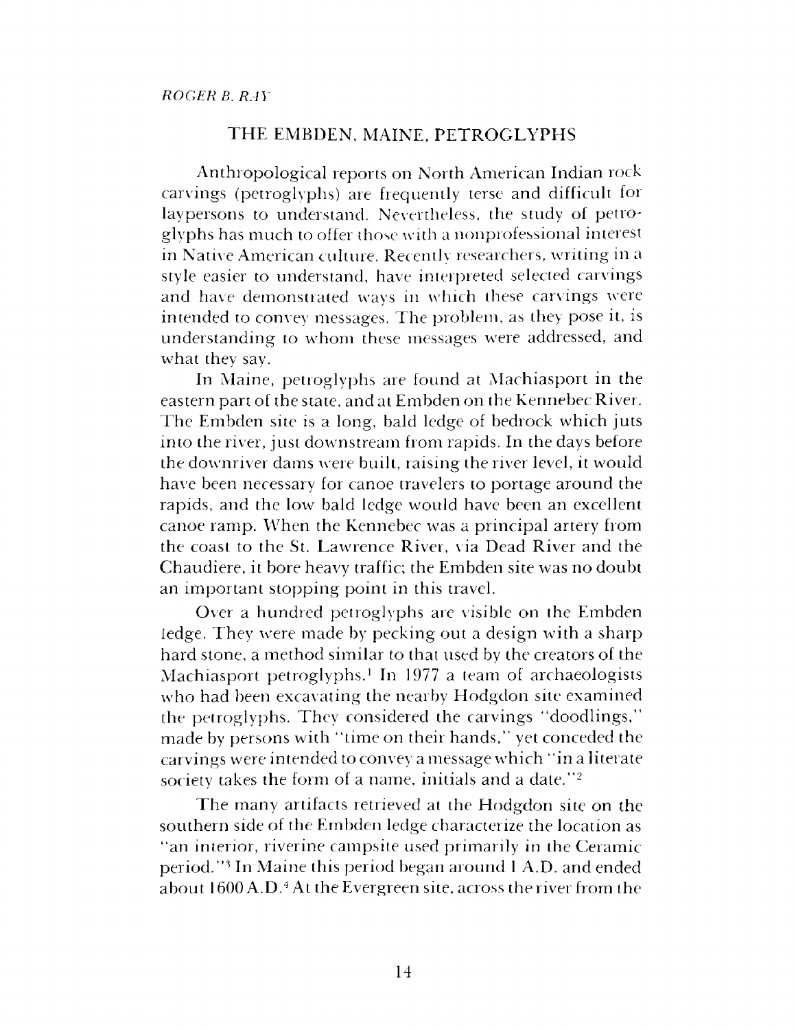*ROGER B. RAY*

# THE EMBDEN, MAINE, PETROGLYPHS

Anthropological reports on North American Indian rock carvings (petroglyphs) are frequently terse and difficult for laypersons to understand. Nevertheless, the study of petroglyphs has much to offer those with a nonprofessional interest in Native American culture. Recently researchers, writing in a style easier to understand, have interpreted selected carvings and have demonstrated ways in which these carvings were intended to convey messages. The problem, as they pose it, is understanding to whom these messages were addressed, and what they say.

In Maine, petroglyphs are found at Machiasport in the eastern part of the state, and at Embden on the Kennebec River. The Embden site is a long, bald ledge of bedrock which juts into the river, just downstream from rapids. In the days before the downriver dams were built, raising the river level, it would have been necessary for canoe travelers to portage around the rapids, and the low bald ledge would have been an excellent canoe ramp. When the Kennebec was a principal artery from the coast to the St. Lawrence River, via Dead River and the Chaudiere, it bore heavy traffic; the Embden site was no doubt an important stopping point in this travel.

Over a hundred petroglyphs are visible on the Embden ledge. They were made by pecking out a design with a sharp hard stone, a method similar to that used by the creators of the Machiasport petroglyphs.[1] In 1977 a team of archaeologists who had been excavating the nearby Hodgdon site examined the petroglyphs. They considered the carvings "doodlings," made by persons with "time on their hands," yet conceded the carvings were intended to convey a message which "in a literate society takes the form of a name, initials and a date."[2]

The many artifacts retrieved at the Hodgdon site on the southern side of the Embden ledge characterize the location as "an interior, riverine campsite used primarily in the Ceramic period."[3] In Maine this period began around 1 A.D. and ended about 1600 A.D.[4] At the Evergreen site, across the river from the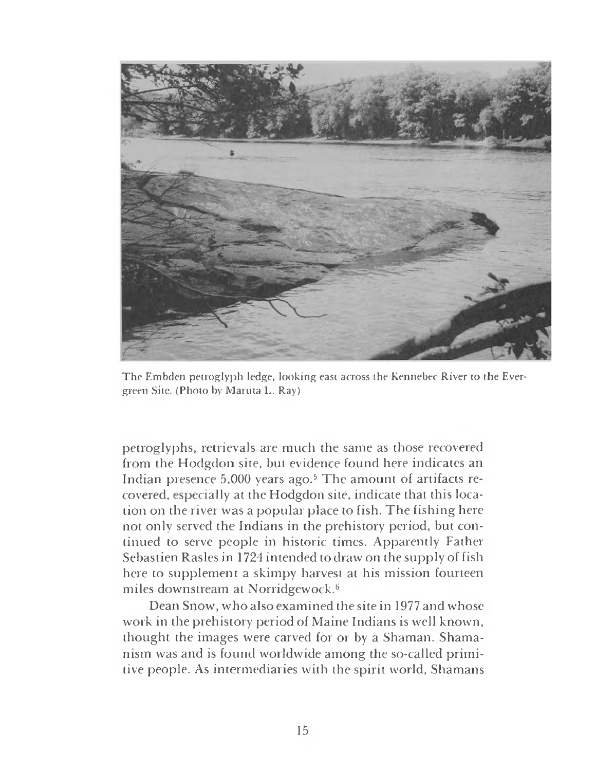The Embden petroglyph ledge, looking east across the Kennebec River to the Evergreen Site. (Photo by Maruta L. Ray)

petroglyphs, retrievals are much the same as those recovered from the Hodgdon site, but evidence found here indicates an Indian presence 5,000 years ago.[5] The amount of artifacts recovered, especially at the Hodgdon site, indicate that this location on the river was a popular place to fish. The fishing here not only served the Indians in the prehistory period, but continued to serve people in historic times. Apparently Father Sebastien Rasles in 1724 intended to draw on the supply of fish here to supplement a skimpy harvest at his mission fourteen miles downstream at Norridgewock.[6]

Dean Snow, who also examined the site in 1977 and whose work in the prehistory period of Maine Indians is well known, thought the images were carved for or by a Shaman. Shamanism was and is found worldwide among the so-called primitive people. As intermediaries with the spirit world, Shamans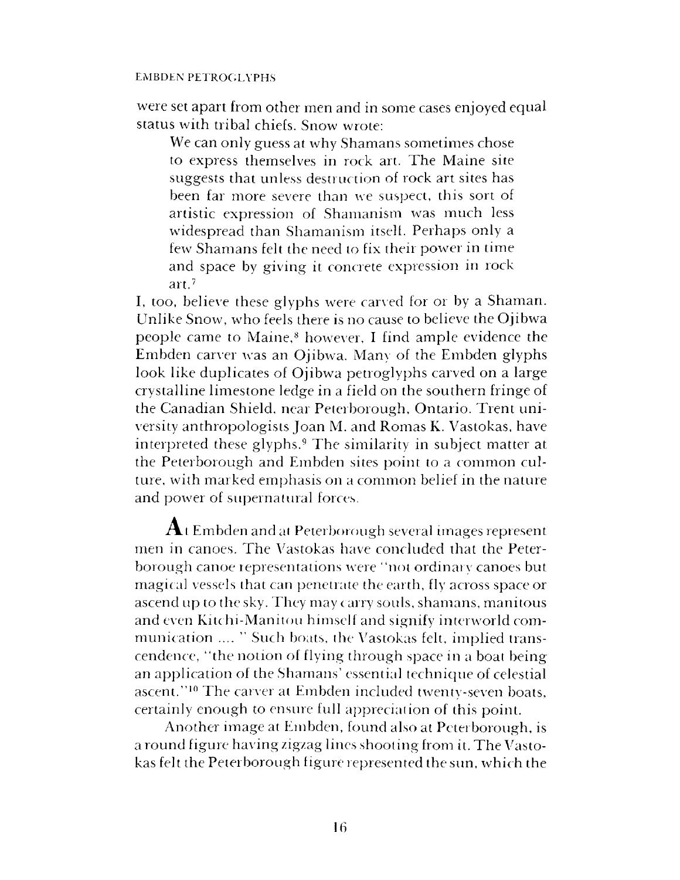were set apart from other men and in some cases enjoyed equal status with tribal chiefs. Snow wrote:

> We can only guess at why Shamans sometimes chose to express themselves in rock art. The Maine site suggests that unless destruction of rock art sites has been far more severe than we suspect, this sort of artistic expression of Shamanism was much less widespread than Shamanism itself. Perhaps only a few Shamans felt the need to fix their power in time and space by giving it concrete expression in rock art.[7]

I, too, believe these glyphs were carved for or by a Shaman. Unlike Snow, who feels there is no cause to believe the Ojibwa people came to Maine,[8] however, I find ample evidence the Embden carver was an Ojibwa. Many of the Embden glyphs look like duplicates of Ojibwa petroglyphs carved on a large crystalline limestone ledge in a field on the southern fringe of the Canadian Shield, near Peterborough, Ontario. Trent university anthropologists Joan M. and Romas K. Vastokas, have interpreted these glyphs.[9] The similarity in subject matter at the Peterborough and Embden sites point to a common culture, with marked emphasis on a common belief in the nature and power of supernatural forces.

**A**t Embden and at Peterborough several images represent men in canoes. The Vastokas have concluded that the Peterborough canoe representations were "not ordinary canoes but magical vessels that can penetrate the earth, fly across space or ascend up to the sky. They may carry souls, shamans, manitous and even Kitchi-Manitou himself and signify interworld communication .... " Such boats, the Vastokas felt, implied transcendence, "the notion of flying through space in a boat being an application of the Shamans' essential technique of celestial ascent."[10] The carver at Embden included twenty-seven boats, certainly enough to ensure full appreciation of this point.

Another image at Embden, found also at Peterborough, is a round figure having zigzag lines shooting from it. The Vastokas felt the Peterborough figure represented the sun, which the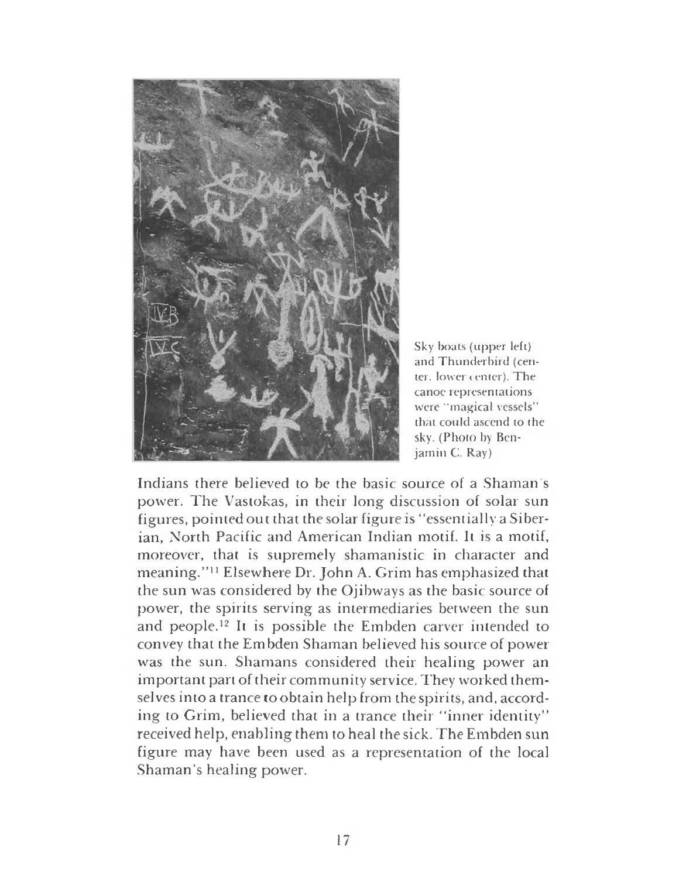Sky boats (upper left) and Thunderbird (center, lower center). The canoe representations were "magical vessels" that could ascend to the sky. (Photo by Benjamin C. Ray)

Indians there believed to be the basic source of a Shaman's power. The Vastokas, in their long discussion of solar sun figures, pointed out that the solar figure is "essentially a Siberian, North Pacific and American Indian motif. It is a motif, moreover, that is supremely shamanistic in character and meaning."[11] Elsewhere Dr. John A. Grim has emphasized that the sun was considered by the Ojibways as the basic source of power, the spirits serving as intermediaries between the sun and people.[12] It is possible the Embden carver intended to convey that the Embden Shaman believed his source of power was the sun. Shamans considered their healing power an important part of their community service. They worked themselves into a trance to obtain help from the spirits, and, according to Grim, believed that in a trance their "inner identity" received help, enabling them to heal the sick. The Embden sun figure may have been used as a representation of the local Shaman's healing power.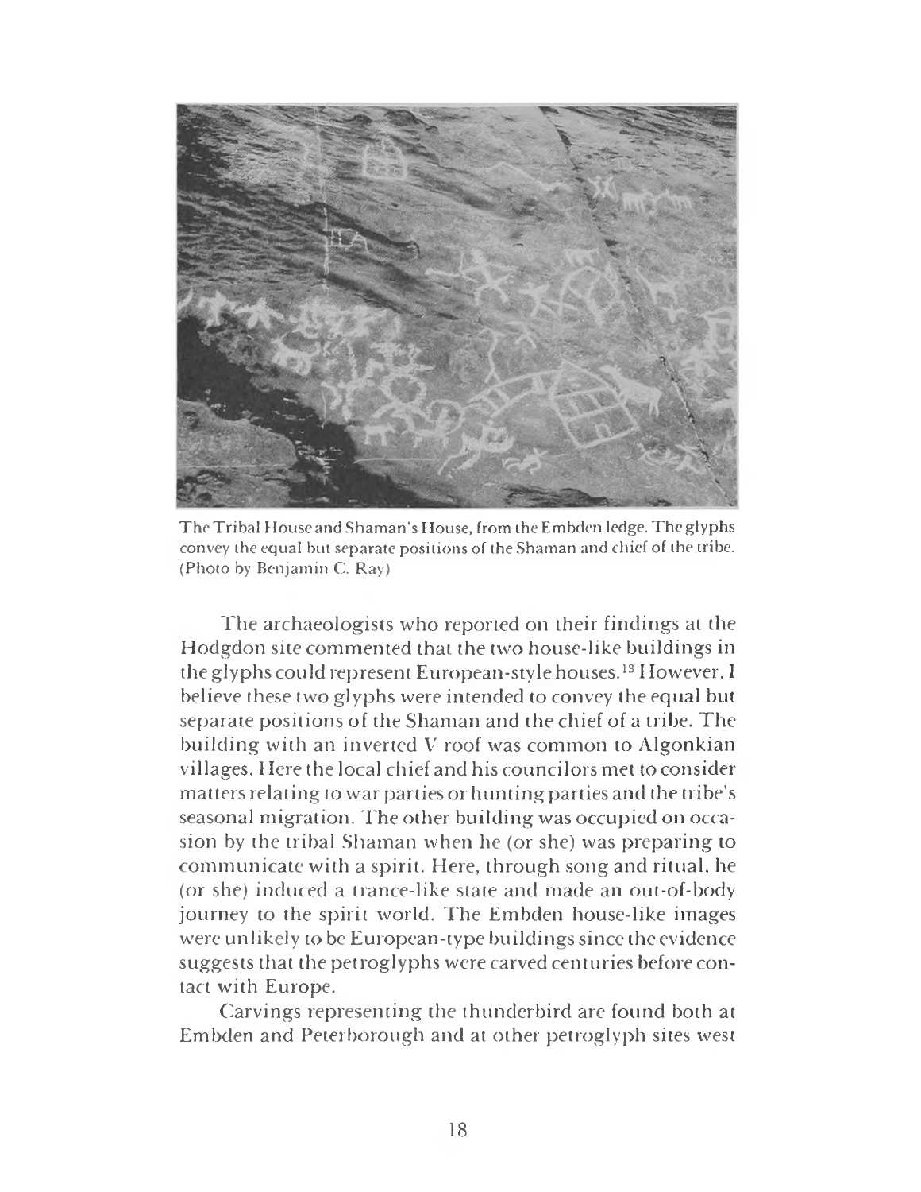The Tribal House and Shaman's House, from the Embden ledge. The glyphs convey the equal but separate positions of the Shaman and chief of the tribe. (Photo by Benjamin C. Ray)

The archaeologists who reported on their findings at the Hodgdon site commented that the two house-like buildings in the glyphs could represent European-style houses.[13] However, I believe these two glyphs were intended to convey the equal but separate positions of the Shaman and the chief of a tribe. The building with an inverted V roof was common to Algonkian villages. Here the local chief and his councilors met to consider matters relating to war parties or hunting parties and the tribe's seasonal migration. The other building was occupied on occasion by the tribal Shaman when he (or she) was preparing to communicate with a spirit. Here, through song and ritual, he (or she) induced a trance-like state and made an out-of-body journey to the spirit world. The Embden house-like images were unlikely to be European-type buildings since the evidence suggests that the petroglyphs were carved centuries before contact with Europe.

Carvings representing the thunderbird are found both at Embden and Peterborough and at other petroglyph sites west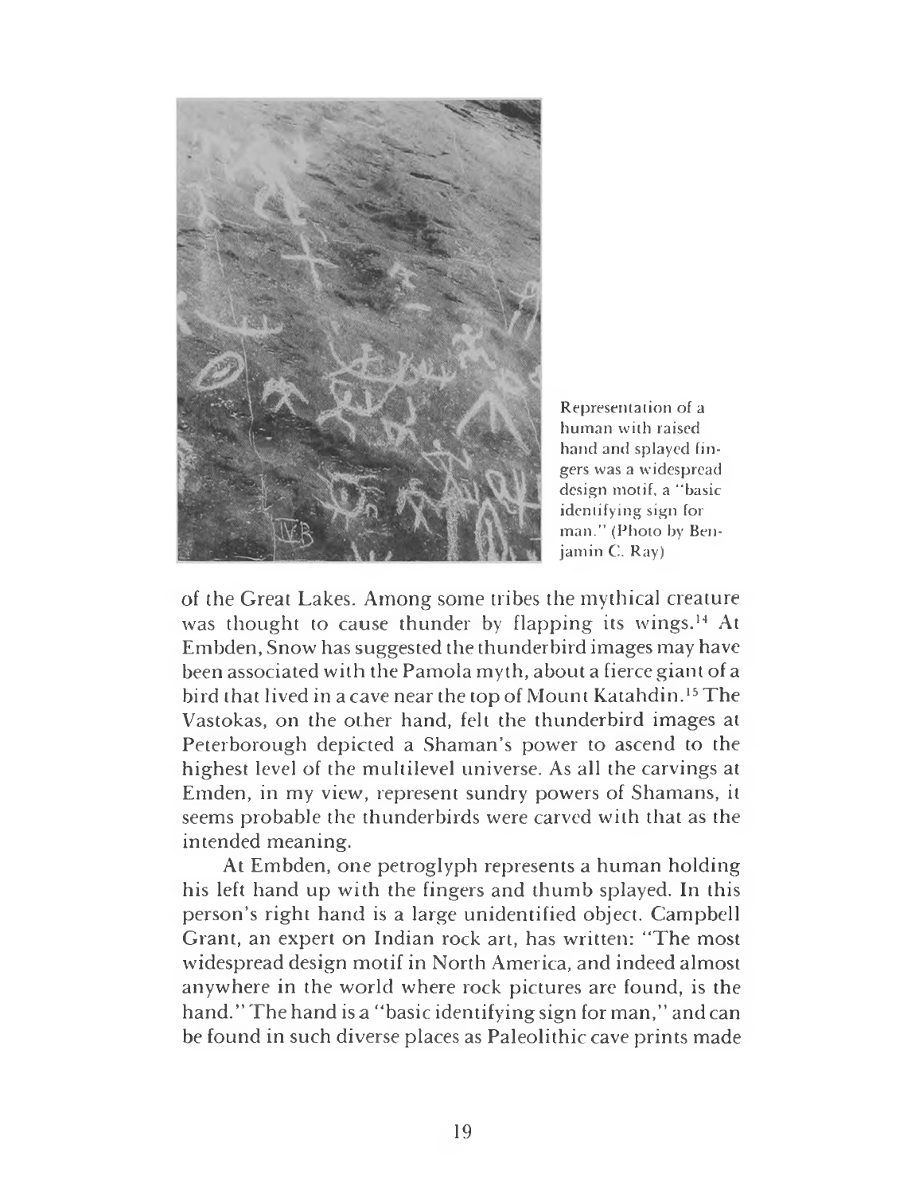Representation of a human with raised hand and splayed fingers was a widespread design motif, a "basic identifying sign for man." (Photo by Benjamin C. Ray)

of the Great Lakes. Among some tribes the mythical creature was thought to cause thunder by flapping its wings.[14] At Embden, Snow has suggested the thunderbird images may have been associated with the Pamola myth, about a fierce giant of a bird that lived in a cave near the top of Mount Katahdin.[15] The Vastokas, on the other hand, felt the thunderbird images at Peterborough depicted a Shaman's power to ascend to the highest level of the multilevel universe. As all the carvings at Embden, in my view, represent sundry powers of Shamans, it seems probable the thunderbirds were carved with that as the intended meaning.

At Embden, one petroglyph represents a human holding his left hand up with the fingers and thumb splayed. In this person's right hand is a large unidentified object. Campbell Grant, an expert on Indian rock art, has written: "The most widespread design motif in North America, and indeed almost anywhere in the world where rock pictures are found, is the hand." The hand is a "basic identifying sign for man," and can be found in such diverse places as Paleolithic cave prints made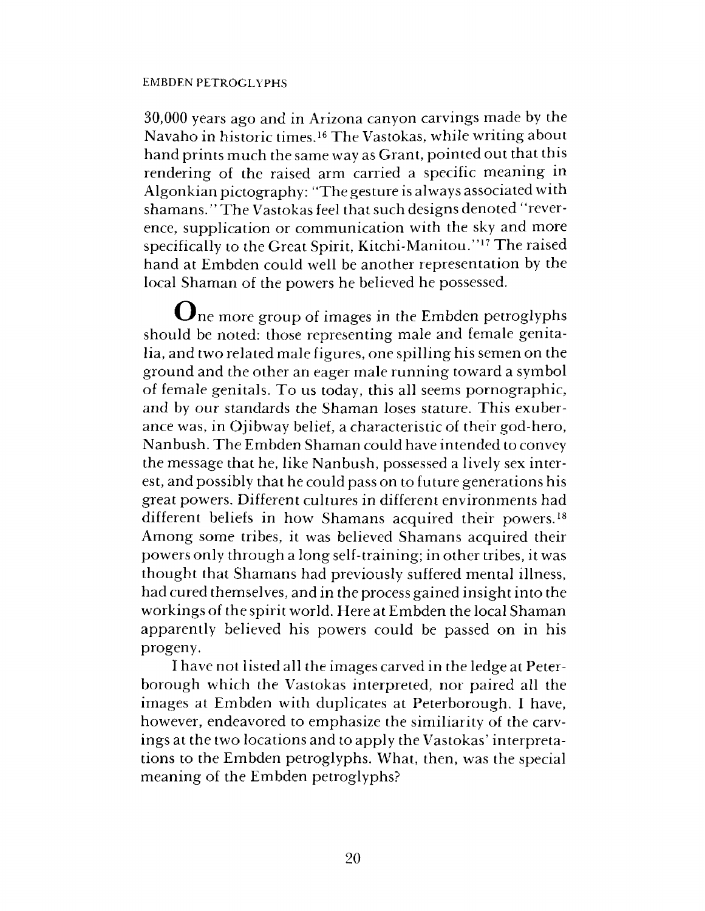30,000 years ago and in Arizona canyon carvings made by the Navaho in historic times.[16] The Vastokas, while writing about hand prints much the same way as Grant, pointed out that this rendering of the raised arm carried a specific meaning in Algonkian pictography: "The gesture is always associated with shamans." The Vastokas feel that such designs denoted "reverence, supplication or communication with the sky and more specifically to the Great Spirit, Kitchi-Manitou."[17] The raised hand at Embden could well be another representation by the local Shaman of the powers he believed he possessed.

One more group of images in the Embden petroglyphs should be noted: those representing male and female genitalia, and two related male figures, one spilling his semen on the ground and the other an eager male running toward a symbol of female genitals. To us today, this all seems pornographic, and by our standards the Shaman loses stature. This exuberance was, in Ojibway belief, a characteristic of their god-hero, Nanbush. The Embden Shaman could have intended to convey the message that he, like Nanbush, possessed a lively sex interest, and possibly that he could pass on to future generations his great powers. Different cultures in different environments had different beliefs in how Shamans acquired their powers.[18] Among some tribes, it was believed Shamans acquired their powers only through a long self-training; in other tribes, it was thought that Shamans had previously suffered mental illness, had cured themselves, and in the process gained insight into the workings of the spirit world. Here at Embden the local Shaman apparently believed his powers could be passed on in his progeny.

I have not listed all the images carved in the ledge at Peterborough which the Vastokas interpreted, nor paired all the images at Embden with duplicates at Peterborough. I have, however, endeavored to emphasize the similiarity of the carvings at the two locations and to apply the Vastokas' interpretations to the Embden petroglyphs. What, then, was the special meaning of the Embden petroglyphs?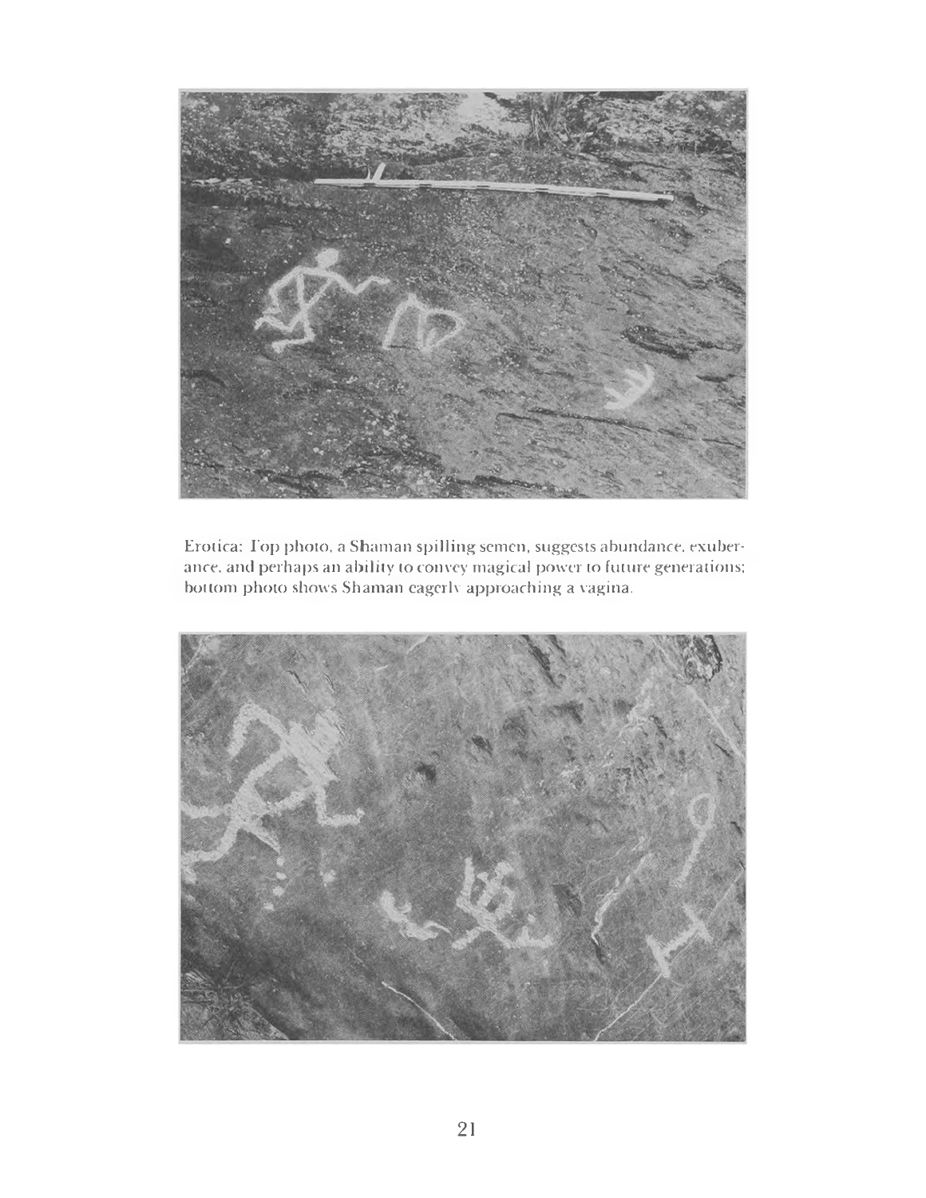Erotica: Top photo, a Shaman spilling semen, suggests abundance, exuberance, and perhaps an ability to convey magical power to future generations; bottom photo shows Shaman eagerly approaching a vagina.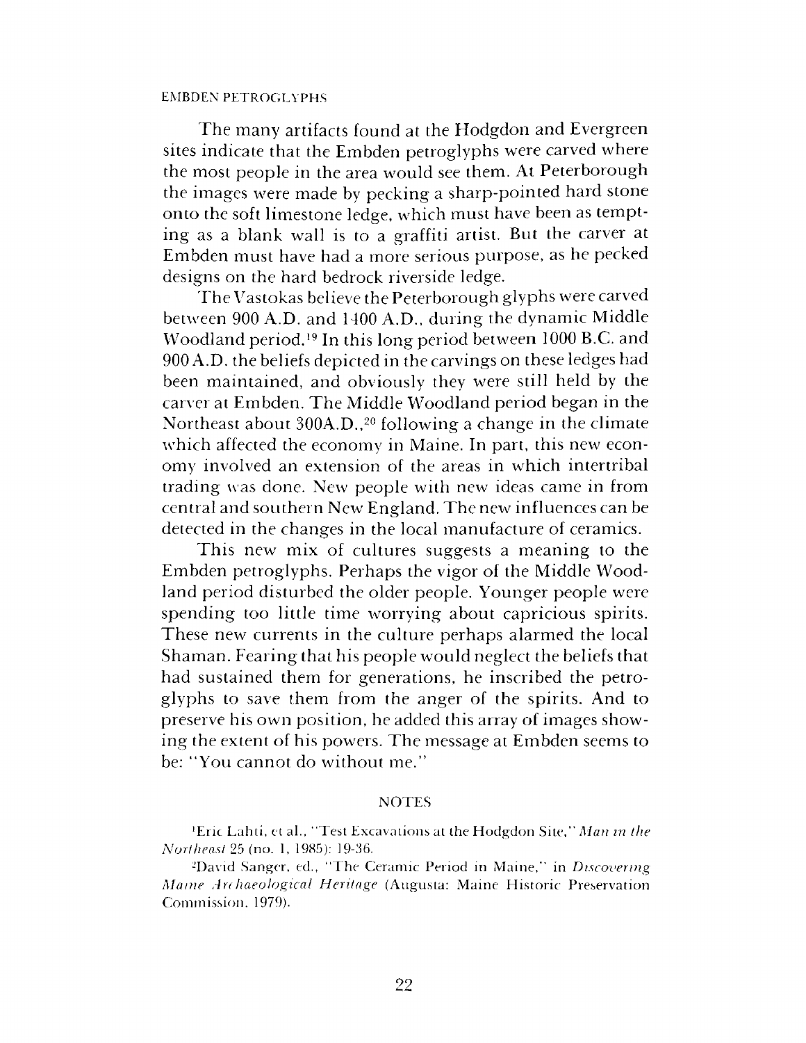The many artifacts found at the Hodgdon and Evergreen sites indicate that the Embden petroglyphs were carved where the most people in the area would see them. At Peterborough the images were made by pecking a sharp-pointed hard stone onto the soft limestone ledge, which must have been as tempting as a blank wall is to a graffiti artist. But the carver at Embden must have had a more serious purpose, as he pecked designs on the hard bedrock riverside ledge.

The Vastokas believe the Peterborough glyphs were carved between 900 A.D. and 1400 A.D., during the dynamic Middle Woodland period.[19] In this long period between 1000 B.C. and 900 A.D. the beliefs depicted in the carvings on these ledges had been maintained, and obviously they were still held by the carver at Embden. The Middle Woodland period began in the Northeast about 300A.D.,[20] following a change in the climate which affected the economy in Maine. In part, this new economy involved an extension of the areas in which intertribal trading was done. New people with new ideas came in from central and southern New England. The new influences can be detected in the changes in the local manufacture of ceramics.

This new mix of cultures suggests a meaning to the Embden petroglyphs. Perhaps the vigor of the Middle Woodland period disturbed the older people. Younger people were spending too little time worrying about capricious spirits. These new currents in the culture perhaps alarmed the local Shaman. Fearing that his people would neglect the beliefs that had sustained them for generations, he inscribed the petroglyphs to save them from the anger of the spirits. And to preserve his own position, he added this array of images showing the extent of his powers. The message at Embden seems to be: "You cannot do without me."

## NOTES

[1]Eric Lahti, et al., "Test Excavations at the Hodgdon Site," *Man in the Northeast* 25 (no. 1, 1985): 19-36.

[2]David Sanger, ed., "The Ceramic Period in Maine," in *Discovering Maine Archaeological Heritage* (Augusta: Maine Historic Preservation Commission, 1979).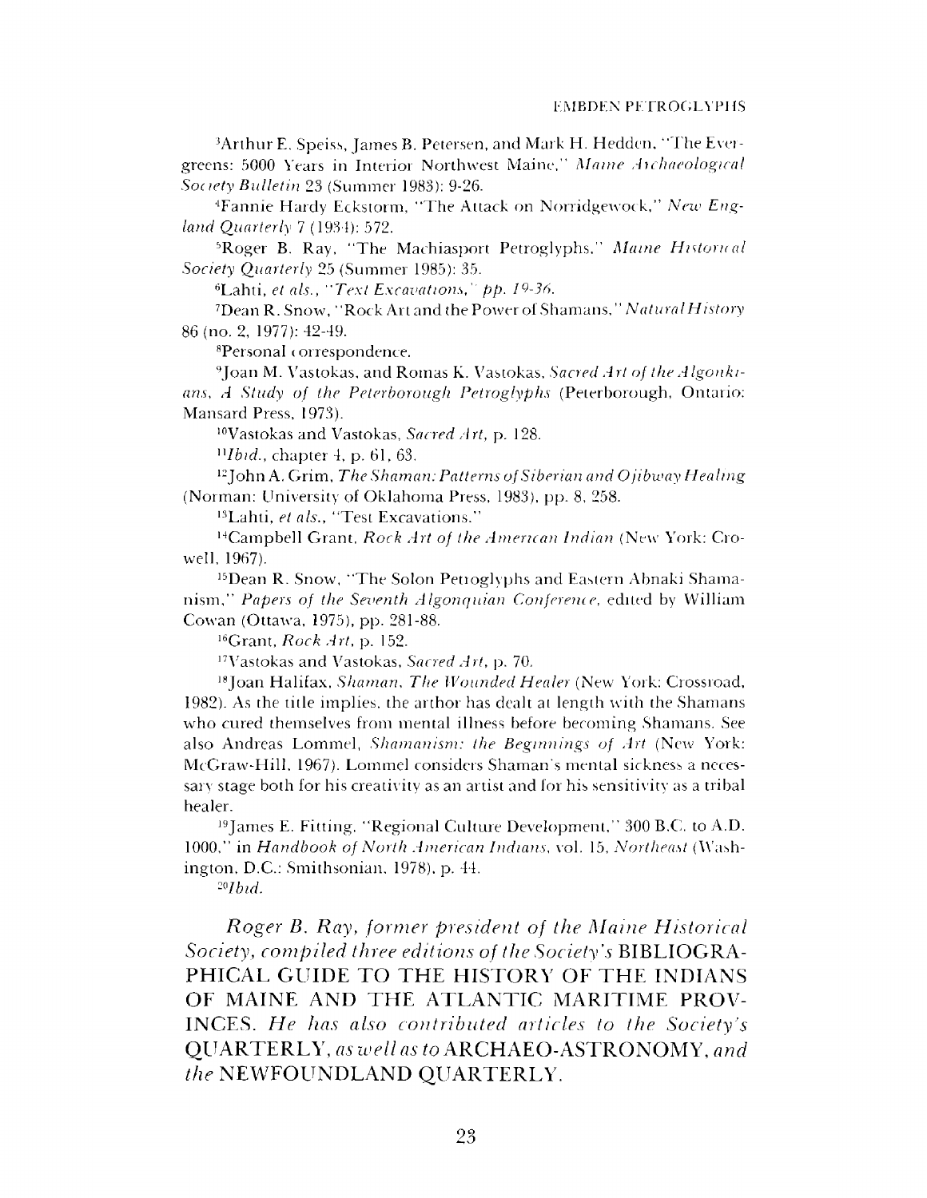[3]Arthur E. Speiss, James B. Petersen, and Mark H. Hedden, "The Evergreens: 5000 Years in Interior Northwest Maine," *Maine Archaeological Society Bulletin* 23 (Summer 1983): 9-26.

[4]Fannie Hardy Eckstorm, "The Attack on Norridgewock," *New England Quarterly* 7 (1934): 572.

[5]Roger B. Ray, "The Machiasport Petroglyphs," *Maine Historical Society Quarterly* 25 (Summer 1985): 35.

[6]Lahti, *et als.*, *"Text Excavations," pp. 19-36.*

[7]Dean R. Snow, "Rock Art and the Power of Shamans," *Natural History* 86 (no. 2, 1977): 42-49.

[8]Personal correspondence.

[9]Joan M. Vastokas, and Romas K. Vastokas, *Sacred Art of the Algonkians, A Study of the Peterborough Petroglyphs* (Peterborough, Ontario: Mansard Press, 1973).

[10]Vastokas and Vastokas, *Sacred Art*, p. 128.

[11]*Ibid.*, chapter 4, p. 61, 63.

[12]John A. Grim, *The Shaman: Patterns of Siberian and Ojibway Healing* (Norman: University of Oklahoma Press, 1983), pp. 8, 258.

[13]Lahti, *et als.*, "Test Excavations."

[14]Campbell Grant, *Rock Art of the American Indian* (New York: Crowell, 1967).

[15]Dean R. Snow, "The Solon Petroglyphs and Eastern Abnaki Shamanism," *Papers of the Seventh Algonquian Conference*, edited by William Cowan (Ottawa, 1975), pp. 281-88.

[16]Grant, *Rock Art*, p. 152.

[17]Vastokas and Vastokas, *Sacred Art*, p. 70.

[18]Joan Halifax, *Shaman, The Wounded Healer* (New York: Crossroad, 1982). As the title implies, the arthor has dealt at length with the Shamans who cured themselves from mental illness before becoming Shamans. See also Andreas Lommel, *Shamanism: the Beginnings of Art* (New York: McGraw-Hill, 1967). Lommel considers Shaman's mental sickness a necessary stage both for his creativity as an artist and for his sensitivity as a tribal healer.

[19]James E. Fitting, "Regional Culture Development," 300 B.C. to A.D. 1000," in *Handbook of North American Indians*, vol. 15, *Northeast* (Washington, D.C.: Smithsonian, 1978), p. 44.

[20]*Ibid.*

*Roger B. Ray, former president of the Maine Historical Society, compiled three editions of the Society's* BIBLIOGRAPHICAL GUIDE TO THE HISTORY OF THE INDIANS OF MAINE AND THE ATLANTIC MARITIME PROVINCES. *He has also contributed articles to the Society's* QUARTERLY, *as well as to* ARCHAEO-ASTRONOMY, *and the* NEWFOUNDLAND QUARTERLY.